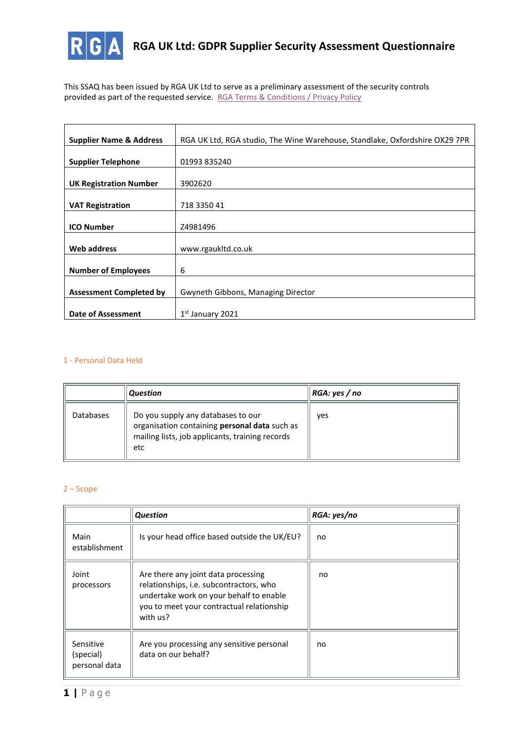# RGA UK Ltd: GDPR Supplier Security Assessment Questionnaire

This SSAQ has been issued by RGA UK Ltd to serve as a preliminary assessment of the security controls provided as part of the requested service. [RGA Terms & Conditions / Privacy Policy]

| | |
|---|---|
| **Supplier Name & Address** | RGA UK Ltd, RGA studio, The Wine Warehouse, Standlake, Oxfordshire OX29 7PR |
| **Supplier Telephone** | 01993 835240 |
| **UK Registration Number** | 3902620 |
| **VAT Registration** | 718 3350 41 |
| **ICO Number** | Z4981496 |
| **Web address** | www.rgaukltd.co.uk |
| **Number of Employees** | 6 |
| **Assessment Completed by** | Gwyneth Gibbons, Managing Director |
| **Date of Assessment** | 1st January 2021 |

## 1 - Personal Data Held

| | *Question* | *RGA: yes / no* |
|---|---|---|
| Databases | Do you supply any databases to our organisation containing **personal data** such as mailing lists, job applicants, training records etc | yes |

## 2 – Scope

| | *Question* | *RGA: yes/no* |
|---|---|---|
| Main establishment | Is your head office based outside the UK/EU? | no |
| Joint processors | Are there any joint data processing relationships, i.e. subcontractors, who undertake work on your behalf to enable you to meet your contractual relationship with us? | no |
| Sensitive (special) personal data | Are you processing any sensitive personal data on our behalf? | no |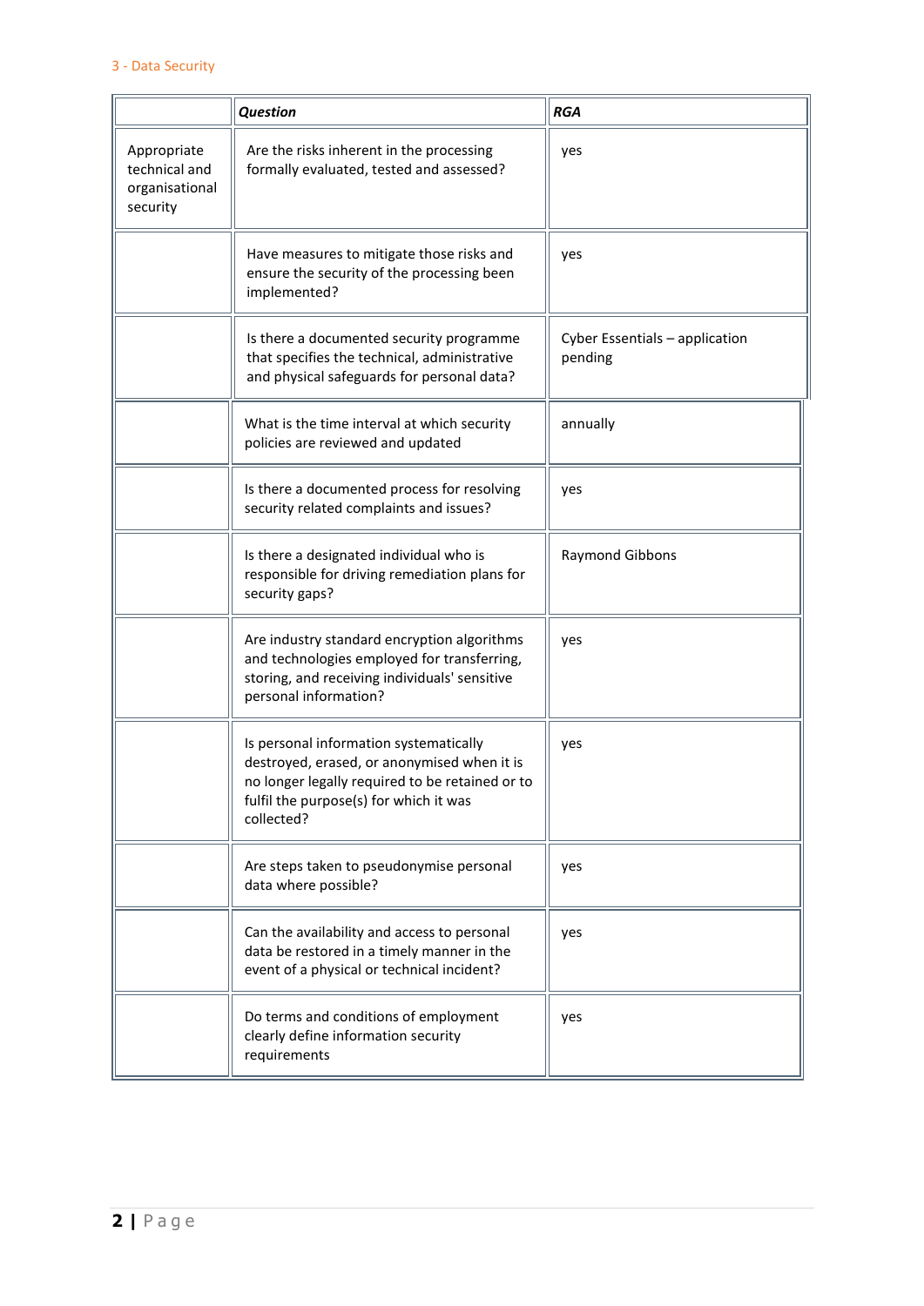## 3 - Data Security

| | ***Question*** | ***RGA*** |
|---|---|---|
| Appropriate technical and organisational security | Are the risks inherent in the processing formally evaluated, tested and assessed? | yes |
| | Have measures to mitigate those risks and ensure the security of the processing been implemented? | yes |
| | Is there a documented security programme that specifies the technical, administrative and physical safeguards for personal data? | Cyber Essentials – application pending |
| | What is the time interval at which security policies are reviewed and updated | annually |
| | Is there a documented process for resolving security related complaints and issues? | yes |
| | Is there a designated individual who is responsible for driving remediation plans for security gaps? | Raymond Gibbons |
| | Are industry standard encryption algorithms and technologies employed for transferring, storing, and receiving individuals' sensitive personal information? | yes |
| | Is personal information systematically destroyed, erased, or anonymised when it is no longer legally required to be retained or to fulfil the purpose(s) for which it was collected? | yes |
| | Are steps taken to pseudonymise personal data where possible? | yes |
| | Can the availability and access to personal data be restored in a timely manner in the event of a physical or technical incident? | yes |
| | Do terms and conditions of employment clearly define information security requirements | yes |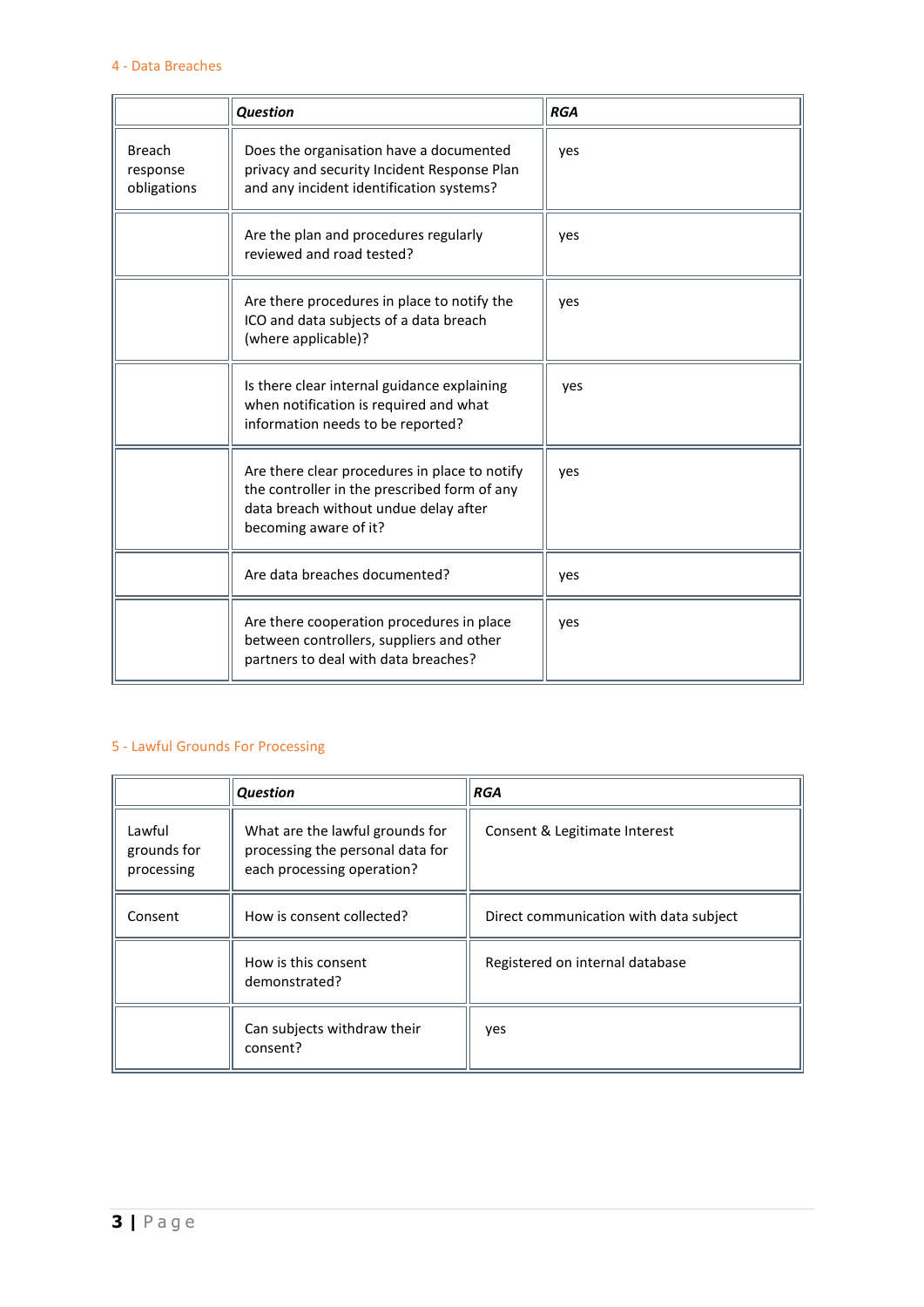## 4 - Data Breaches

| | *Question* | *RGA* |
|---|---|---|
| Breach response obligations | Does the organisation have a documented privacy and security Incident Response Plan and any incident identification systems? | yes |
| | Are the plan and procedures regularly reviewed and road tested? | yes |
| | Are there procedures in place to notify the ICO and data subjects of a data breach (where applicable)? | yes |
| | Is there clear internal guidance explaining when notification is required and what information needs to be reported? | yes |
| | Are there clear procedures in place to notify the controller in the prescribed form of any data breach without undue delay after becoming aware of it? | yes |
| | Are data breaches documented? | yes |
| | Are there cooperation procedures in place between controllers, suppliers and other partners to deal with data breaches? | yes |

## 5 - Lawful Grounds For Processing

| | *Question* | *RGA* |
|---|---|---|
| Lawful grounds for processing | What are the lawful grounds for processing the personal data for each processing operation? | Consent & Legitimate Interest |
| Consent | How is consent collected? | Direct communication with data subject |
| | How is this consent demonstrated? | Registered on internal database |
| | Can subjects withdraw their consent? | yes |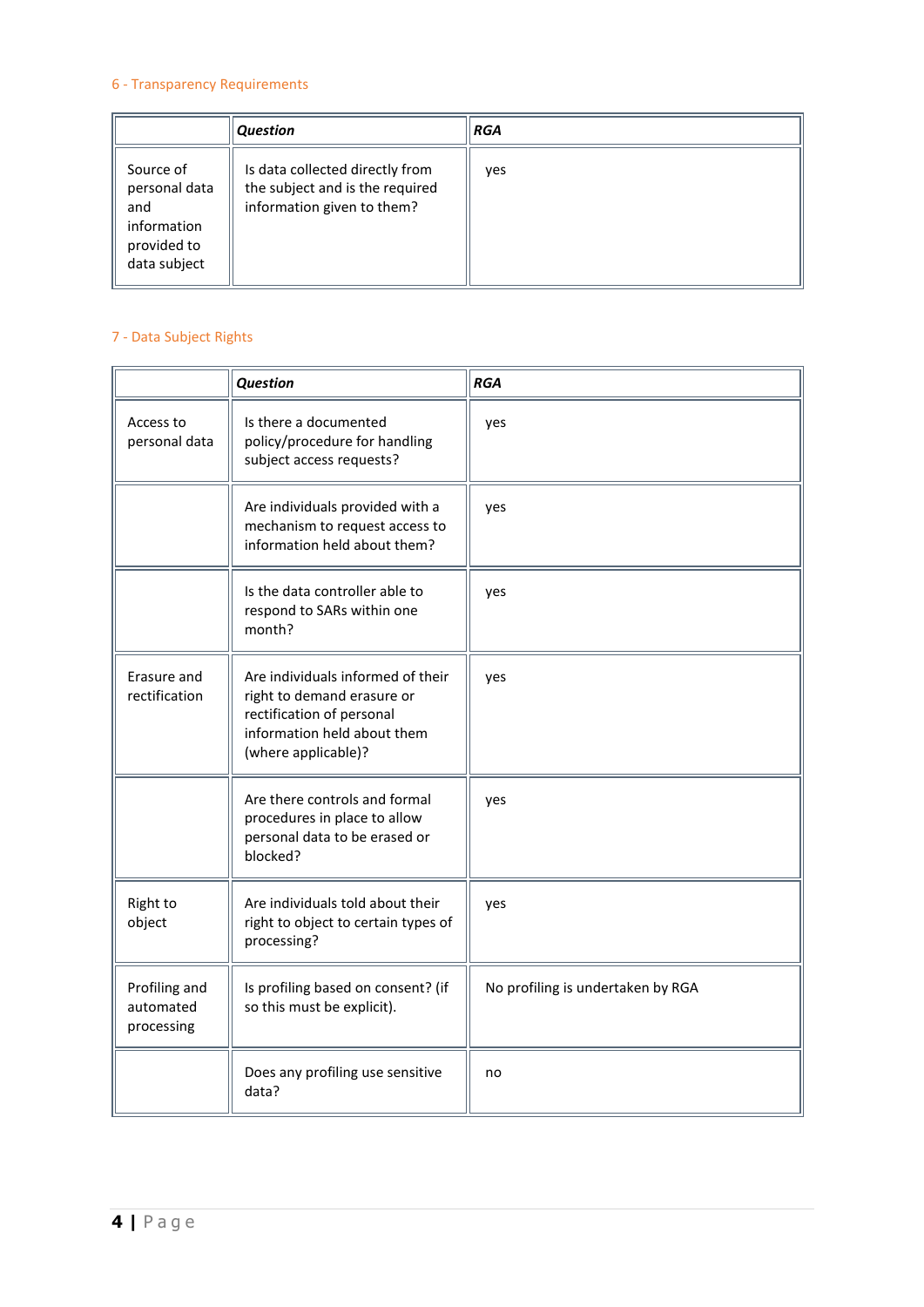## 6 - Transparency Requirements

| | *Question* | *RGA* |
|---|---|---|
| Source of personal data and information provided to data subject | Is data collected directly from the subject and is the required information given to them? | yes |

## 7 - Data Subject Rights

| | *Question* | *RGA* |
|---|---|---|
| Access to personal data | Is there a documented policy/procedure for handling subject access requests? | yes |
| | Are individuals provided with a mechanism to request access to information held about them? | yes |
| | Is the data controller able to respond to SARs within one month? | yes |
| Erasure and rectification | Are individuals informed of their right to demand erasure or rectification of personal information held about them (where applicable)? | yes |
| | Are there controls and formal procedures in place to allow personal data to be erased or blocked? | yes |
| Right to object | Are individuals told about their right to object to certain types of processing? | yes |
| Profiling and automated processing | Is profiling based on consent? (if so this must be explicit). | No profiling is undertaken by RGA |
| | Does any profiling use sensitive data? | no |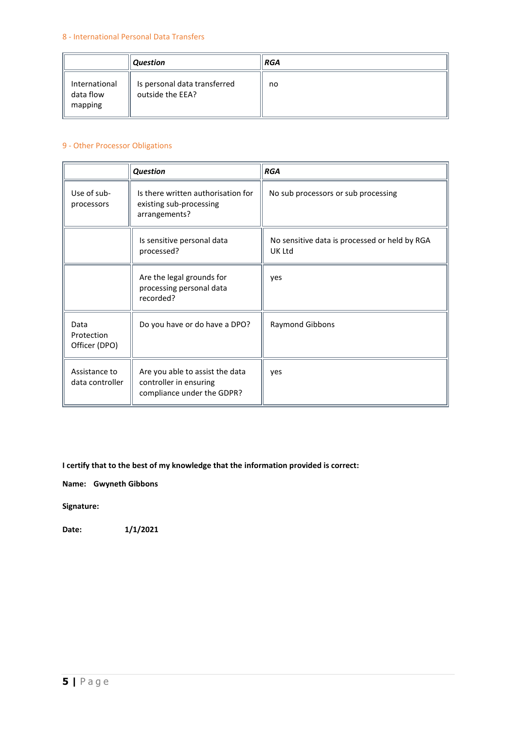## 8 - International Personal Data Transfers

| | *Question* | *RGA* |
|---|---|---|
| International data flow mapping | Is personal data transferred outside the EEA? | no |

## 9 - Other Processor Obligations

| | *Question* | *RGA* |
|---|---|---|
| Use of sub-processors | Is there written authorisation for existing sub-processing arrangements? | No sub processors or sub processing |
| | Is sensitive personal data processed? | No sensitive data is processed or held by RGA UK Ltd |
| | Are the legal grounds for processing personal data recorded? | yes |
| Data Protection Officer (DPO) | Do you have or do have a DPO? | Raymond Gibbons |
| Assistance to data controller | Are you able to assist the data controller in ensuring compliance under the GDPR? | yes |

**I certify that to the best of my knowledge that the information provided is correct:**

**Name: Gwyneth Gibbons**

**Signature:**

**Date: 1/1/2021**